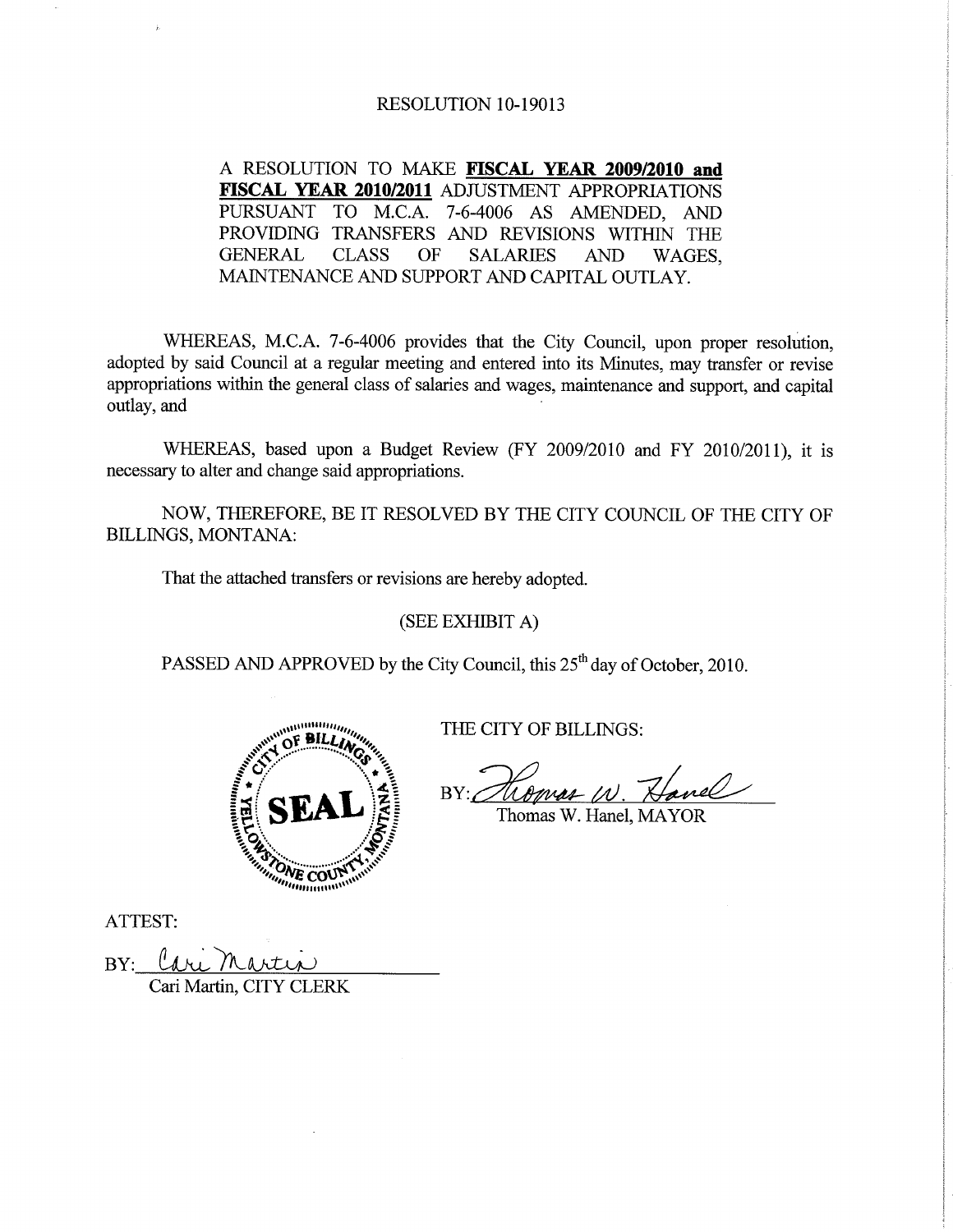RESOLUTION 10-19013

A RESOLUTION TO MAKE **FISCAL YEAR 2009/2010 and FISCAL YEAR 2010/2011** ADJUSTMENT APPROPRIATIONS PURSUANT TO M.C.A. 7-6-4006 AS AMENDED, AND PROVIDING TRANSFERS AND REVISIONS WITHIN THE GENERAL CLASS OF SALARIES AND WAGES, MAINTENANCE AND SUPPORT AND CAPITAL OUTLAY.

WHEREAS, M.C.A. 7-6-4006 provides that the City Council, upon proper resolution, adopted by said Council at a regular meeting and entered into its Minutes, may transfer or revise appropriations within the general class of salaries and wages, maintenance and support, and capital outlay, and

WHEREAS, based upon a Budget Review (FY 2009/2010 and FY 2010/2011), it is necessary to alter and change said appropriations.

NOW, THEREFORE, BE IT RESOLVED BY THE CITY COUNCIL OF THE CITY OF BILLINGS, MONTANA:

That the attached transfers or revisions are hereby adopted.

(SEE EXHIBIT A)

PASSED AND APPROVED by the City Council, this 25th day of October, 2010.

CITY OF BILLINGS, YELLOWSTONE COUNTY, MONTANA — SEAL

THE CITY OF BILLINGS:

BY: *Thomas W. Hanel*
Thomas W. Hanel, MAYOR

ATTEST:

BY: *Cari Martin*
Cari Martin, CITY CLERK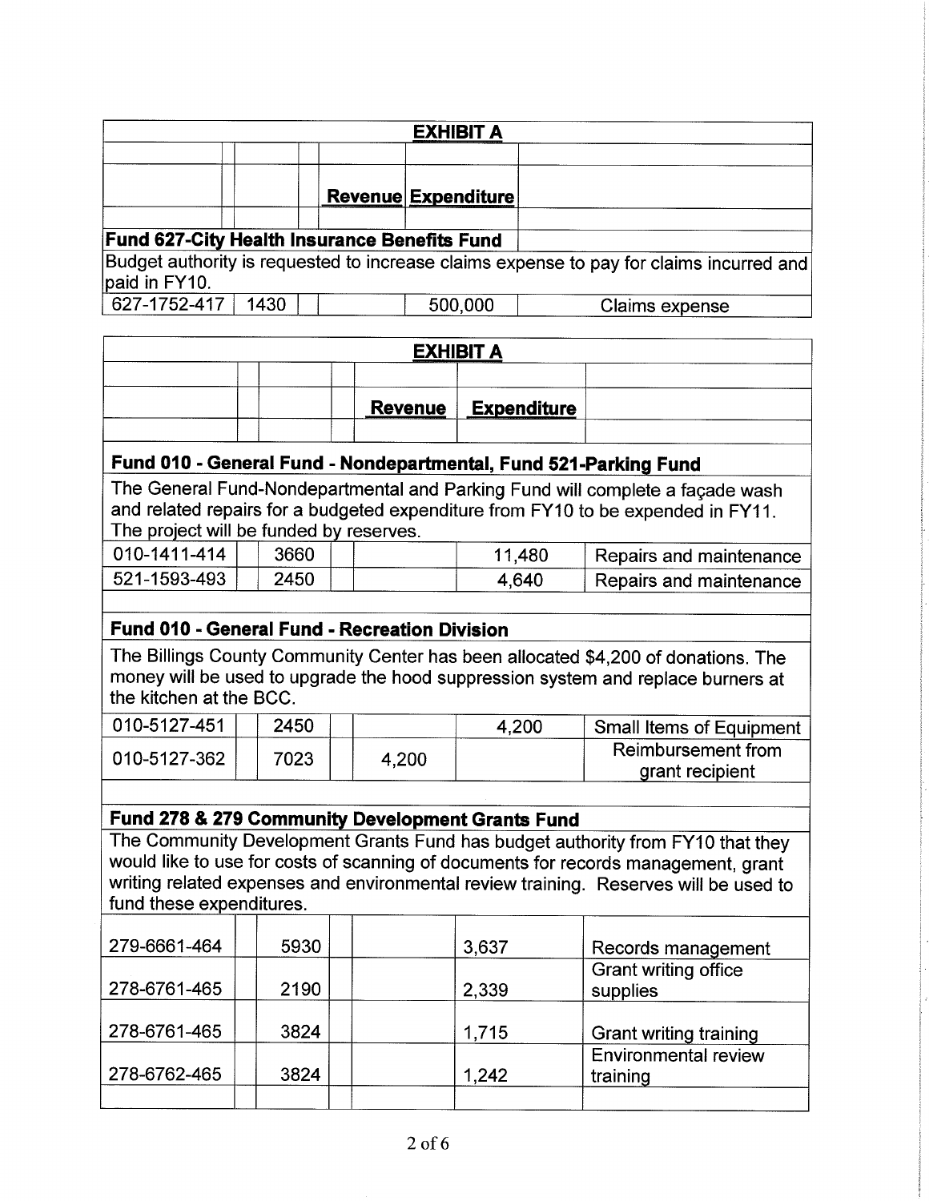## EXHIBIT A

| Account | Object | Revenue | Expenditure | Description |
|---|---|---|---|---|
| **Fund 627-City Health Insurance Benefits Fund** | | | | |
| Budget authority is requested to increase claims expense to pay for claims incurred and paid in FY10. | | | | |
| 627-1752-417 | 1430 | | 500,000 | Claims expense |

## EXHIBIT A

| Account | Object | Revenue | Expenditure | Description |
|---|---|---|---|---|
| **Fund 010 - General Fund - Nondepartmental, Fund 521-Parking Fund** | | | | |
| The General Fund-Nondepartmental and Parking Fund will complete a façade wash and related repairs for a budgeted expenditure from FY10 to be expended in FY11. The project will be funded by reserves. | | | | |
| 010-1411-414 | 3660 | | 11,480 | Repairs and maintenance |
| 521-1593-493 | 2450 | | 4,640 | Repairs and maintenance |
| **Fund 010 - General Fund - Recreation Division** | | | | |
| The Billings County Community Center has been allocated $4,200 of donations. The money will be used to upgrade the hood suppression system and replace burners at the kitchen at the BCC. | | | | |
| 010-5127-451 | 2450 | | 4,200 | Small Items of Equipment |
| 010-5127-362 | 7023 | 4,200 | | Reimbursement from grant recipient |
| **Fund 278 & 279 Community Development Grants Fund** | | | | |
| The Community Development Grants Fund has budget authority from FY10 that they would like to use for costs of scanning of documents for records management, grant writing related expenses and environmental review training. Reserves will be used to fund these expenditures. | | | | |
| 279-6661-464 | 5930 | | 3,637 | Records management |
| 278-6761-465 | 2190 | | 2,339 | Grant writing office supplies |
| 278-6761-465 | 3824 | | 1,715 | Grant writing training |
| 278-6762-465 | 3824 | | 1,242 | Environmental review training |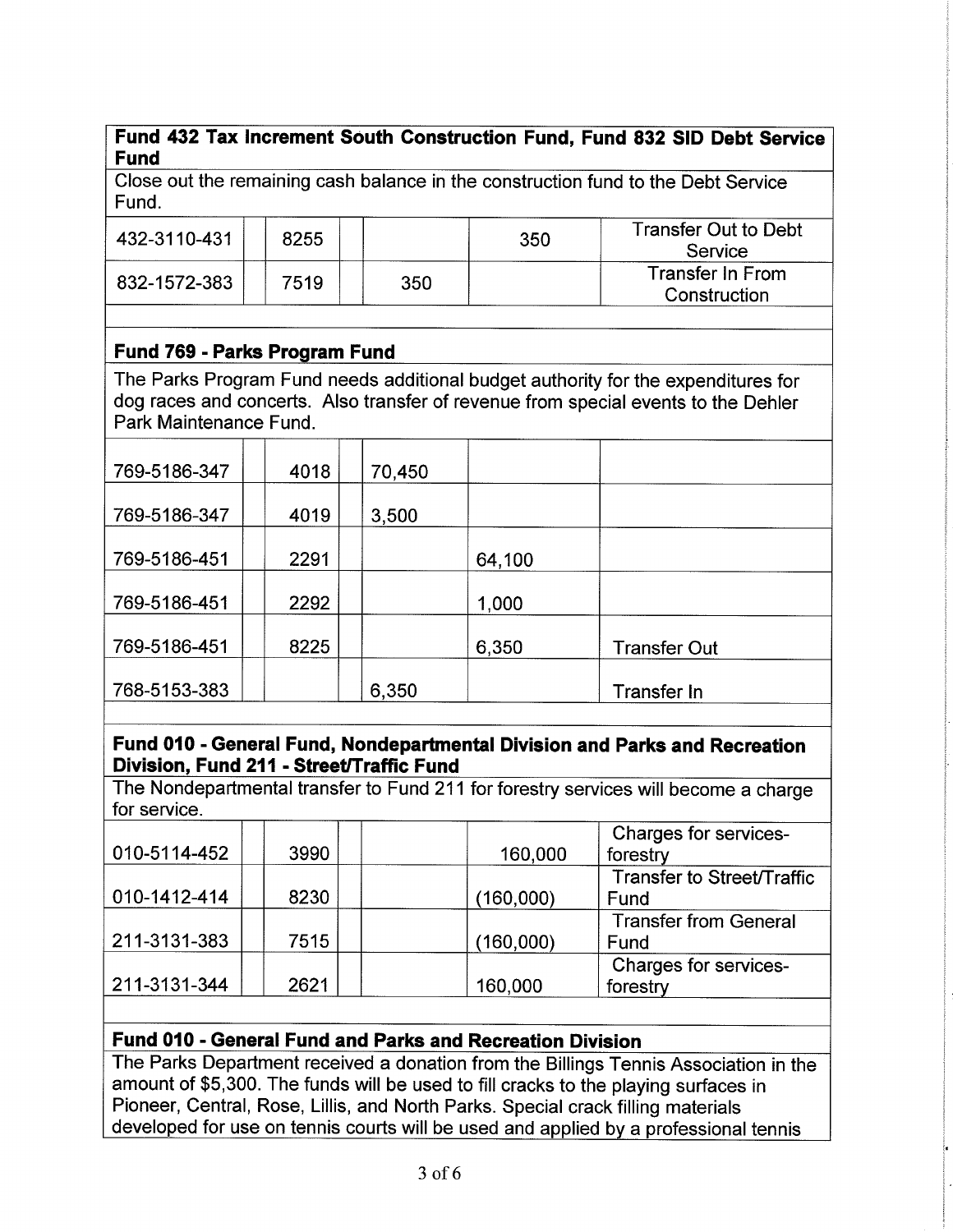**Fund 432 Tax Increment South Construction Fund, Fund 832 SID Debt Service Fund**

Close out the remaining cash balance in the construction fund to the Debt Service Fund.

| | | | | |
|---|---|---|---|---|
| 432-3110-431 | 8255 | | 350 | Transfer Out to Debt Service |
| 832-1572-383 | 7519 | 350 | | Transfer In From Construction |

**Fund 769 - Parks Program Fund**

The Parks Program Fund needs additional budget authority for the expenditures for dog races and concerts. Also transfer of revenue from special events to the Dehler Park Maintenance Fund.

| | | | | |
|---|---|---|---|---|
| 769-5186-347 | 4018 | 70,450 | | |
| 769-5186-347 | 4019 | 3,500 | | |
| 769-5186-451 | 2291 | | 64,100 | |
| 769-5186-451 | 2292 | | 1,000 | |
| 769-5186-451 | 8225 | | 6,350 | Transfer Out |
| 768-5153-383 | | 6,350 | | Transfer In |

**Fund 010 - General Fund, Nondepartmental Division and Parks and Recreation Division, Fund 211 - Street/Traffic Fund**

The Nondepartmental transfer to Fund 211 for forestry services will become a charge for service.

| | | | | |
|---|---|---|---|---|
| 010-5114-452 | 3990 | | 160,000 | Charges for services-forestry |
| 010-1412-414 | 8230 | | (160,000) | Transfer to Street/Traffic Fund |
| 211-3131-383 | 7515 | | (160,000) | Transfer from General Fund |
| 211-3131-344 | 2621 | | 160,000 | Charges for services-forestry |

**Fund 010 - General Fund and Parks and Recreation Division**

The Parks Department received a donation from the Billings Tennis Association in the amount of $5,300. The funds will be used to fill cracks to the playing surfaces in Pioneer, Central, Rose, Lillis, and North Parks. Special crack filling materials developed for use on tennis courts will be used and applied by a professional tennis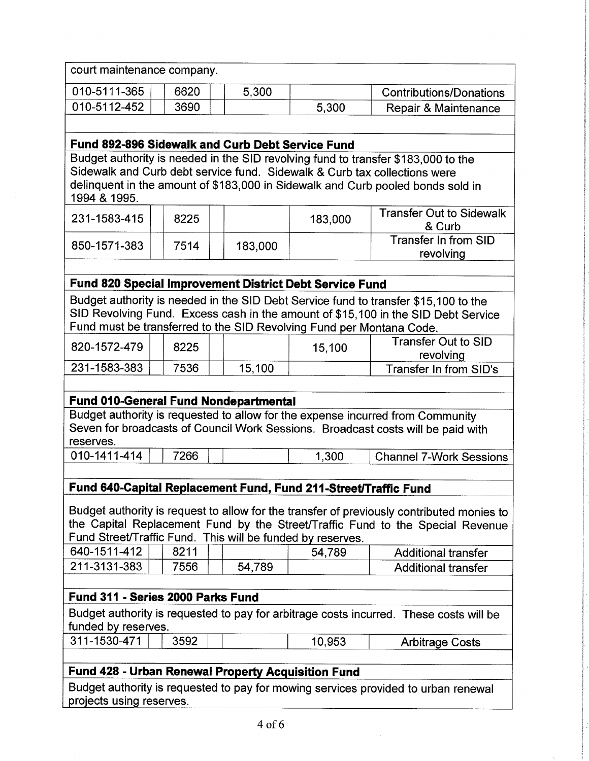court maintenance company.

| | | | | |
|---|---|---|---|---|
| 010-5111-365 | 6620 | 5,300 | | Contributions/Donations |
| 010-5112-452 | 3690 | | 5,300 | Repair & Maintenance |

**Fund 892-896 Sidewalk and Curb Debt Service Fund**

Budget authority is needed in the SID revolving fund to transfer $183,000 to the Sidewalk and Curb debt service fund. Sidewalk & Curb tax collections were delinquent in the amount of $183,000 in Sidewalk and Curb pooled bonds sold in 1994 & 1995.

| | | | | |
|---|---|---|---|---|
| 231-1583-415 | 8225 | | 183,000 | Transfer Out to Sidewalk & Curb |
| 850-1571-383 | 7514 | 183,000 | | Transfer In from SID revolving |

**Fund 820 Special Improvement District Debt Service Fund**

Budget authority is needed in the SID Debt Service fund to transfer $15,100 to the SID Revolving Fund. Excess cash in the amount of $15,100 in the SID Debt Service Fund must be transferred to the SID Revolving Fund per Montana Code.

| | | | | |
|---|---|---|---|---|
| 820-1572-479 | 8225 | | 15,100 | Transfer Out to SID revolving |
| 231-1583-383 | 7536 | 15,100 | | Transfer In from SID's |

**Fund 010-General Fund Nondepartmental**

Budget authority is requested to allow for the expense incurred from Community Seven for broadcasts of Council Work Sessions. Broadcast costs will be paid with reserves.

| | | | | |
|---|---|---|---|---|
| 010-1411-414 | 7266 | | 1,300 | Channel 7-Work Sessions |

**Fund 640-Capital Replacement Fund, Fund 211-Street/Traffic Fund**

Budget authority is request to allow for the transfer of previously contributed monies to the Capital Replacement Fund by the Street/Traffic Fund to the Special Revenue Fund Street/Traffic Fund. This will be funded by reserves.

| | | | | |
|---|---|---|---|---|
| 640-1511-412 | 8211 | | 54,789 | Additional transfer |
| 211-3131-383 | 7556 | 54,789 | | Additional transfer |

**Fund 311 - Series 2000 Parks Fund**

Budget authority is requested to pay for arbitrage costs incurred. These costs will be funded by reserves.

| | | | | |
|---|---|---|---|---|
| 311-1530-471 | 3592 | | 10,953 | Arbitrage Costs |

**Fund 428 - Urban Renewal Property Acquisition Fund**

Budget authority is requested to pay for mowing services provided to urban renewal projects using reserves.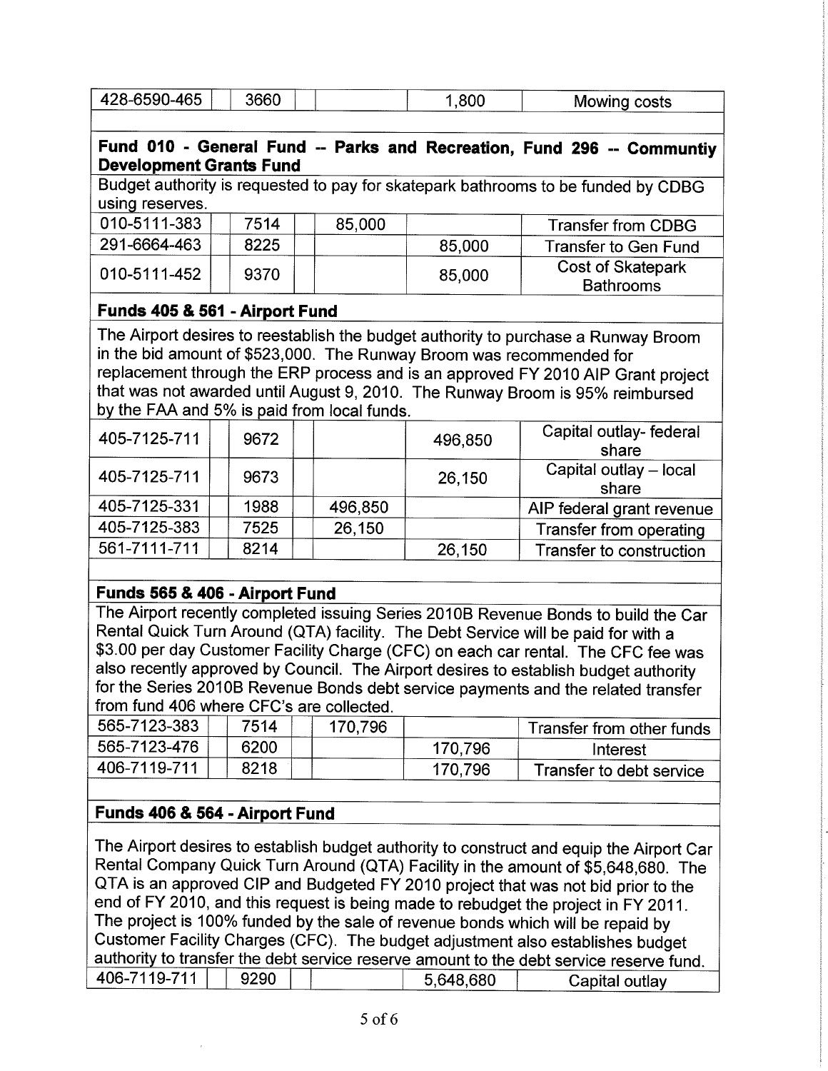| Account | | Code | | Increase | Decrease | Description |
|---|---|---|---|---|---|---|
| 428-6590-465 | | 3660 | | | 1,800 | Mowing costs |

**Fund 010 - General Fund -- Parks and Recreation, Fund 296 -- Communtiy Development Grants Fund**

Budget authority is requested to pay for skatepark bathrooms to be funded by CDBG using reserves.

| Account | | Code | | Increase | Decrease | Description |
|---|---|---|---|---|---|---|
| 010-5111-383 | | 7514 | | 85,000 | | Transfer from CDBG |
| 291-6664-463 | | 8225 | | | 85,000 | Transfer to Gen Fund |
| 010-5111-452 | | 9370 | | | 85,000 | Cost of Skatepark Bathrooms |

**Funds 405 & 561 - Airport Fund**

The Airport desires to reestablish the budget authority to purchase a Runway Broom in the bid amount of $523,000. The Runway Broom was recommended for replacement through the ERP process and is an approved FY 2010 AIP Grant project that was not awarded until August 9, 2010. The Runway Broom is 95% reimbursed by the FAA and 5% is paid from local funds.

| Account | | Code | | Increase | Decrease | Description |
|---|---|---|---|---|---|---|
| 405-7125-711 | | 9672 | | | 496,850 | Capital outlay- federal share |
| 405-7125-711 | | 9673 | | | 26,150 | Capital outlay – local share |
| 405-7125-331 | | 1988 | | 496,850 | | AIP federal grant revenue |
| 405-7125-383 | | 7525 | | 26,150 | | Transfer from operating |
| 561-7111-711 | | 8214 | | | 26,150 | Transfer to construction |

**Funds 565 & 406 - Airport Fund**

The Airport recently completed issuing Series 2010B Revenue Bonds to build the Car Rental Quick Turn Around (QTA) facility. The Debt Service will be paid for with a $3.00 per day Customer Facility Charge (CFC) on each car rental. The CFC fee was also recently approved by Council. The Airport desires to establish budget authority for the Series 2010B Revenue Bonds debt service payments and the related transfer from fund 406 where CFC's are collected.

| Account | | Code | | Increase | Decrease | Description |
|---|---|---|---|---|---|---|
| 565-7123-383 | | 7514 | | 170,796 | | Transfer from other funds |
| 565-7123-476 | | 6200 | | | 170,796 | Interest |
| 406-7119-711 | | 8218 | | | 170,796 | Transfer to debt service |

**Funds 406 & 564 - Airport Fund**

The Airport desires to establish budget authority to construct and equip the Airport Car Rental Company Quick Turn Around (QTA) Facility in the amount of $5,648,680. The QTA is an approved CIP and Budgeted FY 2010 project that was not bid prior to the end of FY 2010, and this request is being made to rebudget the project in FY 2011. The project is 100% funded by the sale of revenue bonds which will be repaid by Customer Facility Charges (CFC). The budget adjustment also establishes budget authority to transfer the debt service reserve amount to the debt service reserve fund.

| Account | | Code | | Increase | Decrease | Description |
|---|---|---|---|---|---|---|
| 406-7119-711 | | 9290 | | | 5,648,680 | Capital outlay |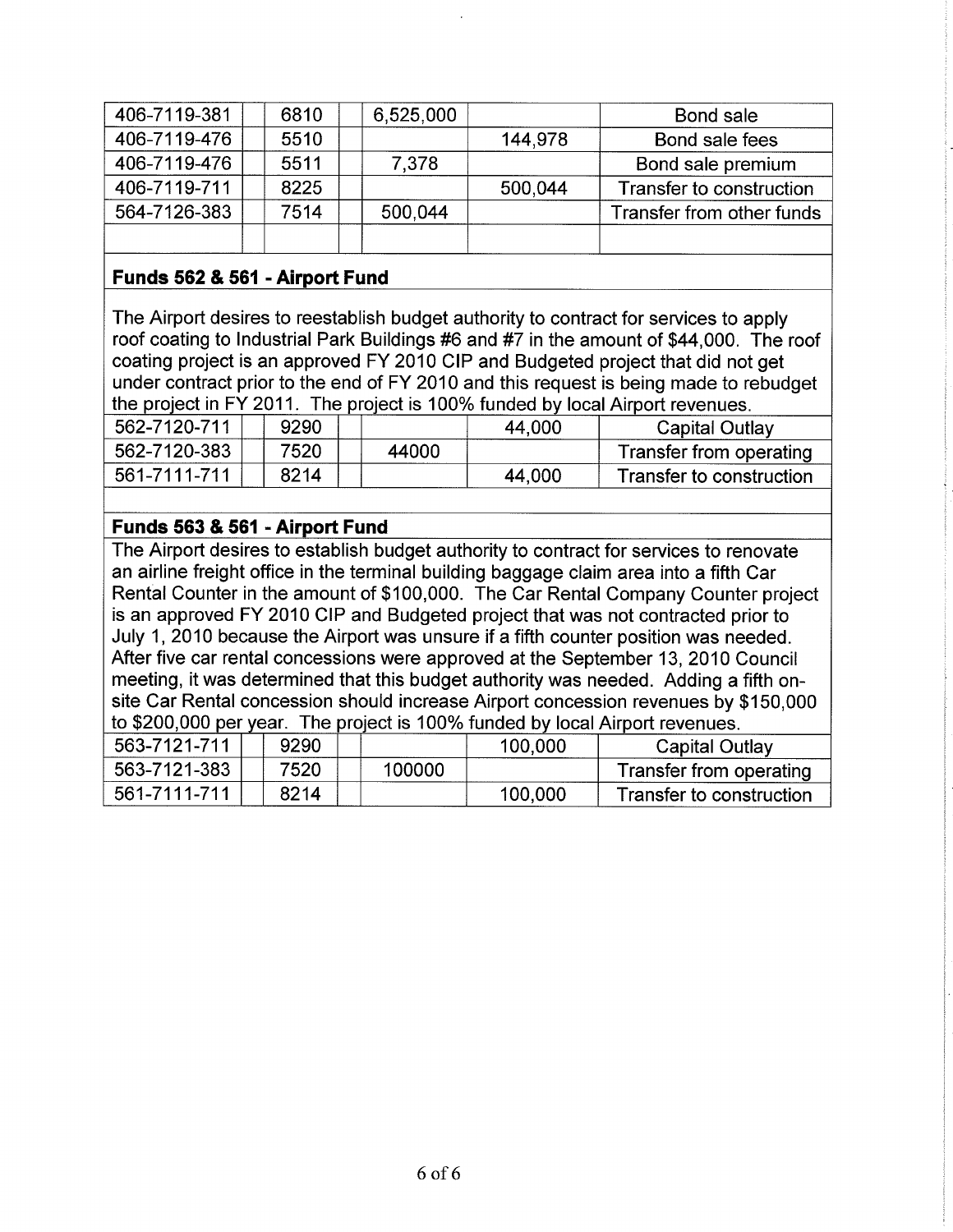| | | | | | | |
|---|---|---|---|---|---|---|
| 406-7119-381 | | 6810 | | 6,525,000 | | Bond sale |
| 406-7119-476 | | 5510 | | | 144,978 | Bond sale fees |
| 406-7119-476 | | 5511 | | 7,378 | | Bond sale premium |
| 406-7119-711 | | 8225 | | | 500,044 | Transfer to construction |
| 564-7126-383 | | 7514 | | 500,044 | | Transfer from other funds |
| | | | | | | |

**Funds 562 & 561 - Airport Fund**

The Airport desires to reestablish budget authority to contract for services to apply roof coating to Industrial Park Buildings #6 and #7 in the amount of $44,000. The roof coating project is an approved FY 2010 CIP and Budgeted project that did not get under contract prior to the end of FY 2010 and this request is being made to rebudget the project in FY 2011. The project is 100% funded by local Airport revenues.

| | | | | | | |
|---|---|---|---|---|---|---|
| 562-7120-711 | | 9290 | | | 44,000 | Capital Outlay |
| 562-7120-383 | | 7520 | | 44000 | | Transfer from operating |
| 561-7111-711 | | 8214 | | | 44,000 | Transfer to construction |

**Funds 563 & 561 - Airport Fund**

The Airport desires to establish budget authority to contract for services to renovate an airline freight office in the terminal building baggage claim area into a fifth Car Rental Counter in the amount of $100,000. The Car Rental Company Counter project is an approved FY 2010 CIP and Budgeted project that was not contracted prior to July 1, 2010 because the Airport was unsure if a fifth counter position was needed. After five car rental concessions were approved at the September 13, 2010 Council meeting, it was determined that this budget authority was needed. Adding a fifth on-site Car Rental concession should increase Airport concession revenues by $150,000 to $200,000 per year. The project is 100% funded by local Airport revenues.

| | | | | | | |
|---|---|---|---|---|---|---|
| 563-7121-711 | | 9290 | | | 100,000 | Capital Outlay |
| 563-7121-383 | | 7520 | | 100000 | | Transfer from operating |
| 561-7111-711 | | 8214 | | | 100,000 | Transfer to construction |